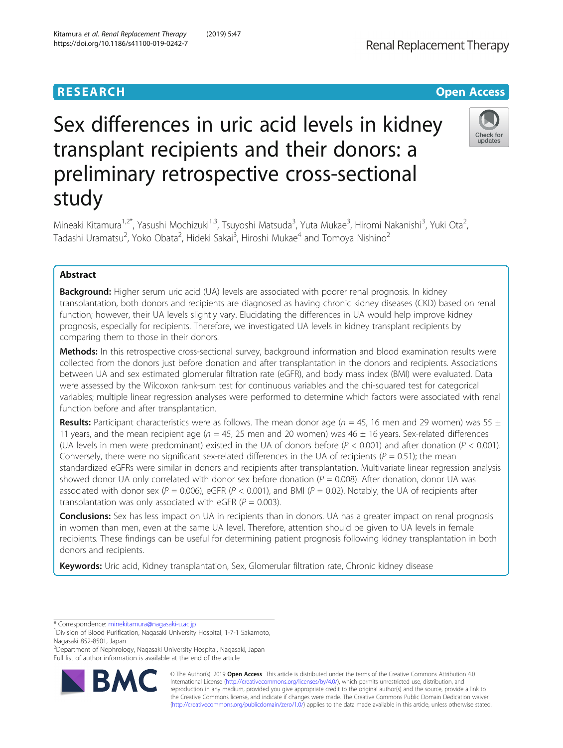RESEARCH Open Access

# Sex differences in uric acid levels in kidney transplant recipients and their donors: a preliminary retrospective cross-sectional study

Mineaki Kitamura[1,2*], Yasushi Mochizuki[1,3], Tsuyoshi Matsuda[3], Yuta Mukae[3], Hiromi Nakanishi[3], Yuki Ota[2], Tadashi Uramatsu[2], Yoko Obata[2], Hideki Sakai[3], Hiroshi Mukae[4] and Tomoya Nishino[2]

## Abstract

**Background:** Higher serum uric acid (UA) levels are associated with poorer renal prognosis. In kidney transplantation, both donors and recipients are diagnosed as having chronic kidney diseases (CKD) based on renal function; however, their UA levels slightly vary. Elucidating the differences in UA would help improve kidney prognosis, especially for recipients. Therefore, we investigated UA levels in kidney transplant recipients by comparing them to those in their donors.

**Methods:** In this retrospective cross-sectional survey, background information and blood examination results were collected from the donors just before donation and after transplantation in the donors and recipients. Associations between UA and sex estimated glomerular filtration rate (eGFR), and body mass index (BMI) were evaluated. Data were assessed by the Wilcoxon rank-sum test for continuous variables and the chi-squared test for categorical variables; multiple linear regression analyses were performed to determine which factors were associated with renal function before and after transplantation.

**Results:** Participant characteristics were as follows. The mean donor age ($n$ = 45, 16 men and 29 women) was 55 ± 11 years, and the mean recipient age ($n$ = 45, 25 men and 20 women) was 46 ± 16 years. Sex-related differences (UA levels in men were predominant) existed in the UA of donors before ($P < 0.001$) and after donation ($P < 0.001$). Conversely, there were no significant sex-related differences in the UA of recipients ($P = 0.51$); the mean standardized eGFRs were similar in donors and recipients after transplantation. Multivariate linear regression analysis showed donor UA only correlated with donor sex before donation ($P = 0.008$). After donation, donor UA was associated with donor sex ($P = 0.006$), eGFR ($P < 0.001$), and BMI ($P = 0.02$). Notably, the UA of recipients after transplantation was only associated with eGFR ($P = 0.003$).

**Conclusions:** Sex has less impact on UA in recipients than in donors. UA has a greater impact on renal prognosis in women than men, even at the same UA level. Therefore, attention should be given to UA levels in female recipients. These findings can be useful for determining patient prognosis following kidney transplantation in both donors and recipients.

**Keywords:** Uric acid, Kidney transplantation, Sex, Glomerular filtration rate, Chronic kidney disease

---

\* Correspondence: minekitamura@nagasaki-u.ac.jp

[1]Division of Blood Purification, Nagasaki University Hospital, 1-7-1 Sakamoto, Nagasaki 852-8501, Japan

[2]Department of Nephrology, Nagasaki University Hospital, Nagasaki, Japan

Full list of author information is available at the end of the article

© The Author(s). 2019 **Open Access** This article is distributed under the terms of the Creative Commons Attribution 4.0 International License (http://creativecommons.org/licenses/by/4.0/), which permits unrestricted use, distribution, and reproduction in any medium, provided you give appropriate credit to the original author(s) and the source, provide a link to the Creative Commons license, and indicate if changes were made. The Creative Commons Public Domain Dedication waiver (http://creativecommons.org/publicdomain/zero/1.0/) applies to the data made available in this article, unless otherwise stated.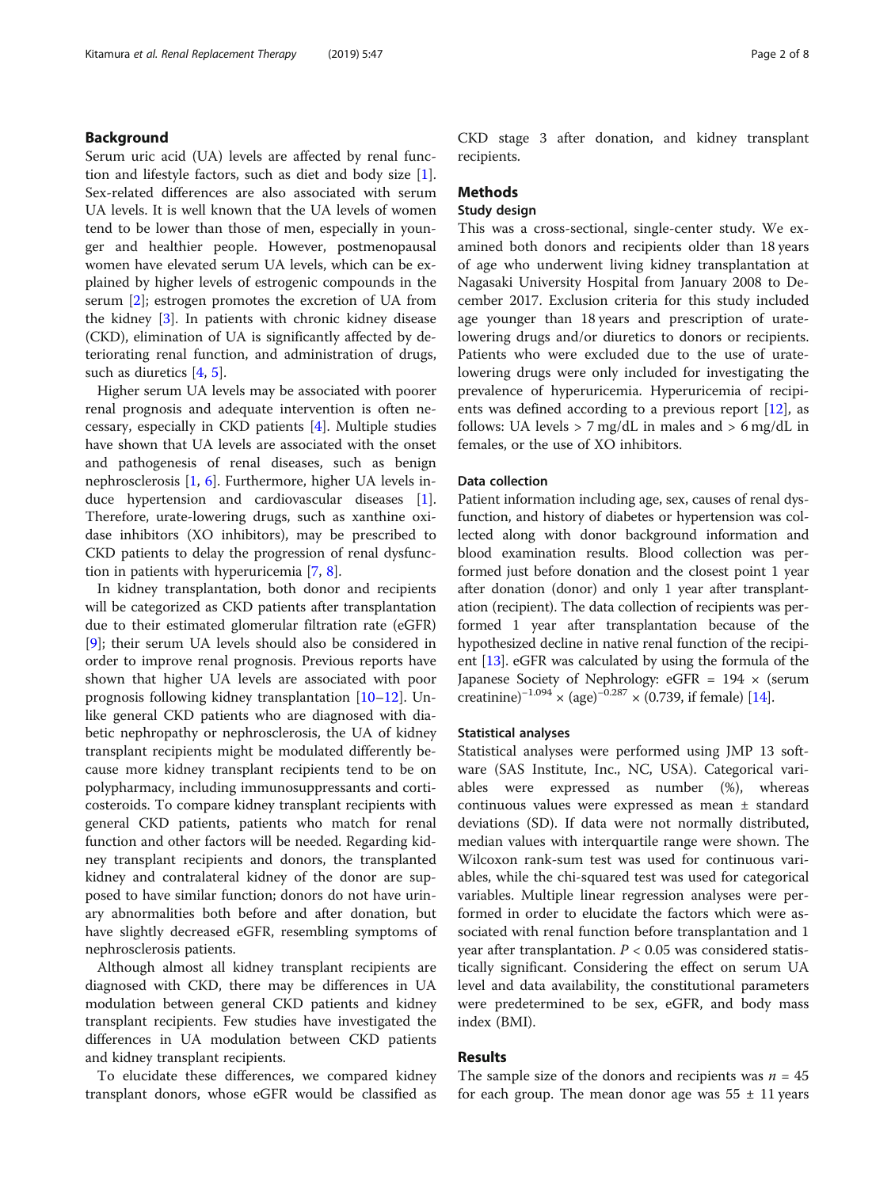## Background

Serum uric acid (UA) levels are affected by renal function and lifestyle factors, such as diet and body size [1]. Sex-related differences are also associated with serum UA levels. It is well known that the UA levels of women tend to be lower than those of men, especially in younger and healthier people. However, postmenopausal women have elevated serum UA levels, which can be explained by higher levels of estrogenic compounds in the serum [2]; estrogen promotes the excretion of UA from the kidney [3]. In patients with chronic kidney disease (CKD), elimination of UA is significantly affected by deteriorating renal function, and administration of drugs, such as diuretics [4, 5].

Higher serum UA levels may be associated with poorer renal prognosis and adequate intervention is often necessary, especially in CKD patients [4]. Multiple studies have shown that UA levels are associated with the onset and pathogenesis of renal diseases, such as benign nephrosclerosis [1, 6]. Furthermore, higher UA levels induce hypertension and cardiovascular diseases [1]. Therefore, urate-lowering drugs, such as xanthine oxidase inhibitors (XO inhibitors), may be prescribed to CKD patients to delay the progression of renal dysfunction in patients with hyperuricemia [7, 8].

In kidney transplantation, both donor and recipients will be categorized as CKD patients after transplantation due to their estimated glomerular filtration rate (eGFR) [9]; their serum UA levels should also be considered in order to improve renal prognosis. Previous reports have shown that higher UA levels are associated with poor prognosis following kidney transplantation [10–12]. Unlike general CKD patients who are diagnosed with diabetic nephropathy or nephrosclerosis, the UA of kidney transplant recipients might be modulated differently because more kidney transplant recipients tend to be on polypharmacy, including immunosuppressants and corticosteroids. To compare kidney transplant recipients with general CKD patients, patients who match for renal function and other factors will be needed. Regarding kidney transplant recipients and donors, the transplanted kidney and contralateral kidney of the donor are supposed to have similar function; donors do not have urinary abnormalities both before and after donation, but have slightly decreased eGFR, resembling symptoms of nephrosclerosis patients.

Although almost all kidney transplant recipients are diagnosed with CKD, there may be differences in UA modulation between general CKD patients and kidney transplant recipients. Few studies have investigated the differences in UA modulation between CKD patients and kidney transplant recipients.

To elucidate these differences, we compared kidney transplant donors, whose eGFR would be classified as CKD stage 3 after donation, and kidney transplant recipients.

## Methods

### Study design

This was a cross-sectional, single-center study. We examined both donors and recipients older than 18 years of age who underwent living kidney transplantation at Nagasaki University Hospital from January 2008 to December 2017. Exclusion criteria for this study included age younger than 18 years and prescription of urate-lowering drugs and/or diuretics to donors or recipients. Patients who were excluded due to the use of urate-lowering drugs were only included for investigating the prevalence of hyperuricemia. Hyperuricemia of recipients was defined according to a previous report [12], as follows: UA levels > 7 mg/dL in males and > 6 mg/dL in females, or the use of XO inhibitors.

### Data collection

Patient information including age, sex, causes of renal dysfunction, and history of diabetes or hypertension was collected along with donor background information and blood examination results. Blood collection was performed just before donation and the closest point 1 year after donation (donor) and only 1 year after transplantation (recipient). The data collection of recipients was performed 1 year after transplantation because of the hypothesized decline in native renal function of the recipient [13]. eGFR was calculated by using the formula of the Japanese Society of Nephrology: eGFR = 194 × (serum creatinine)$^{-1.094}$ × (age)$^{-0.287}$ × (0.739, if female) [14].

### Statistical analyses

Statistical analyses were performed using JMP 13 software (SAS Institute, Inc., NC, USA). Categorical variables were expressed as number (%), whereas continuous values were expressed as mean ± standard deviations (SD). If data were not normally distributed, median values with interquartile range were shown. The Wilcoxon rank-sum test was used for continuous variables, while the chi-squared test was used for categorical variables. Multiple linear regression analyses were performed in order to elucidate the factors which were associated with renal function before transplantation and 1 year after transplantation. $P < 0.05$ was considered statistically significant. Considering the effect on serum UA level and data availability, the constitutional parameters were predetermined to be sex, eGFR, and body mass index (BMI).

## Results

The sample size of the donors and recipients was $n = 45$ for each group. The mean donor age was 55 ± 11 years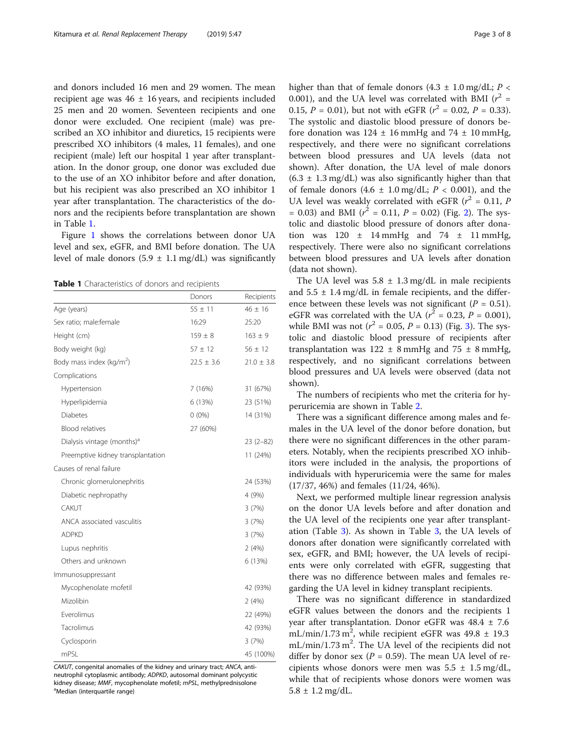and donors included 16 men and 29 women. The mean recipient age was 46 ± 16 years, and recipients included 25 men and 20 women. Seventeen recipients and one donor were excluded. One recipient (male) was prescribed an XO inhibitor and diuretics, 15 recipients were prescribed XO inhibitors (4 males, 11 females), and one recipient (male) left our hospital 1 year after transplantation. In the donor group, one donor was excluded due to the use of an XO inhibitor before and after donation, but his recipient was also prescribed an XO inhibitor 1 year after transplantation. The characteristics of the donors and the recipients before transplantation are shown in Table 1.

Figure 1 shows the correlations between donor UA level and sex, eGFR, and BMI before donation. The UA level of male donors (5.9 ± 1.1 mg/dL) was significantly higher than that of female donors (4.3 ± 1.0 mg/dL; $P < 0.001$), and the UA level was correlated with BMI ($r^2 = 0.15$, $P = 0.01$), but not with eGFR ($r^2 = 0.02$, $P = 0.33$). The systolic and diastolic blood pressure of donors before donation was 124 ± 16 mmHg and 74 ± 10 mmHg, respectively, and there were no significant correlations between blood pressures and UA levels (data not shown). After donation, the UA level of male donors (6.3 ± 1.3 mg/dL) was also significantly higher than that of female donors (4.6 ± 1.0 mg/dL; $P < 0.001$), and the UA level was weakly correlated with eGFR ($r^2 = 0.11$, $P = 0.03$) and BMI ($r^2 = 0.11$, $P = 0.02$) (Fig. 2). The systolic and diastolic blood pressure of donors after donation was 120 ± 14 mmHg and 74 ± 11 mmHg, respectively. There were also no significant correlations between blood pressures and UA levels after donation (data not shown).

**Table 1** Characteristics of donors and recipients

| | Donors | Recipients |
|---|---|---|
| Age (years) | 55 ± 11 | 46 ± 16 |
| Sex ratio; male:female | 16:29 | 25:20 |
| Height (cm) | 159 ± 8 | 163 ± 9 |
| Body weight (kg) | 57 ± 12 | 56 ± 12 |
| Body mass index (kg/m$^2$) | 22.5 ± 3.6 | 21.0 ± 3.8 |
| Complications | | |
| Hypertension | 7 (16%) | 31 (67%) |
| Hyperlipidemia | 6 (13%) | 23 (51%) |
| Diabetes | 0 (0%) | 14 (31%) |
| Blood relatives | 27 (60%) | |
| Dialysis vintage (months)[a] | | 23 (2–82) |
| Preemptive kidney transplantation | | 11 (24%) |
| Causes of renal failure | | |
| Chronic glomerulonephritis | | 24 (53%) |
| Diabetic nephropathy | | 4 (9%) |
| CAKUT | | 3 (7%) |
| ANCA associated vasculitis | | 3 (7%) |
| ADPKD | | 3 (7%) |
| Lupus nephritis | | 2 (4%) |
| Others and unknown | | 6 (13%) |
| Immunosuppressant | | |
| Mycophenolate mofetil | | 42 (93%) |
| Mizolibin | | 2 (4%) |
| Everolimus | | 22 (49%) |
| Tacrolimus | | 42 (93%) |
| Cyclosporin | | 3 (7%) |
| mPSL | | 45 (100%) |

*CAKUT*, congenital anomalies of the kidney and urinary tract; *ANCA*, anti-neutrophil cytoplasmic antibody; *ADPKD*, autosomal dominant polycystic kidney disease; *MMF*, mycophenolate mofetil; *mPSL*, methylprednisolone
[a]Median (interquartile range)

The UA level was 5.8 ± 1.3 mg/dL in male recipients and 5.5 ± 1.4 mg/dL in female recipients, and the difference between these levels was not significant ($P = 0.51$). eGFR was correlated with the UA ($r^2 = 0.23$, $P = 0.001$), while BMI was not ($r^2 = 0.05$, $P = 0.13$) (Fig. 3). The systolic and diastolic blood pressure of recipients after transplantation was 122 ± 8 mmHg and 75 ± 8 mmHg, respectively, and no significant correlations between blood pressures and UA levels were observed (data not shown).

The numbers of recipients who met the criteria for hyperuricemia are shown in Table 2.

There was a significant difference among males and females in the UA level of the donor before donation, but there were no significant differences in the other parameters. Notably, when the recipients prescribed XO inhibitors were included in the analysis, the proportions of individuals with hyperuricemia were the same for males (17/37, 46%) and females (11/24, 46%).

Next, we performed multiple linear regression analysis on the donor UA levels before and after donation and the UA level of the recipients one year after transplantation (Table 3). As shown in Table 3, the UA levels of donors after donation were significantly correlated with sex, eGFR, and BMI; however, the UA levels of recipients were only correlated with eGFR, suggesting that there was no difference between males and females regarding the UA level in kidney transplant recipients.

There was no significant difference in standardized eGFR values between the donors and the recipients 1 year after transplantation. Donor eGFR was 48.4 ± 7.6 mL/min/1.73 m$^2$, while recipient eGFR was 49.8 ± 19.3 mL/min/1.73 m$^2$. The UA level of the recipients did not differ by donor sex ($P = 0.59$). The mean UA level of recipients whose donors were men was 5.5 ± 1.5 mg/dL, while that of recipients whose donors were women was 5.8 ± 1.2 mg/dL.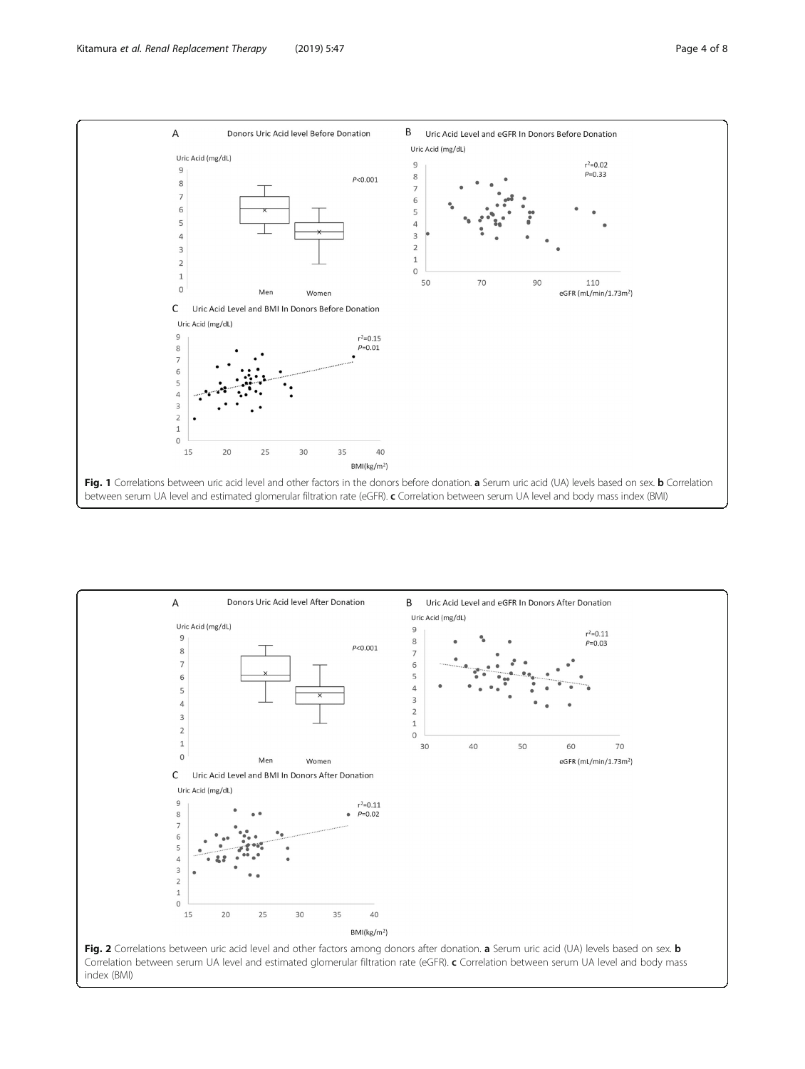**Fig. 1** Correlations between uric acid level and other factors in the donors before donation. **a** Serum uric acid (UA) levels based on sex. **b** Correlation between serum UA level and estimated glomerular filtration rate (eGFR). **c** Correlation between serum UA level and body mass index (BMI)

**Fig. 2** Correlations between uric acid level and other factors among donors after donation. **a** Serum uric acid (UA) levels based on sex. **b** Correlation between serum UA level and estimated glomerular filtration rate (eGFR). **c** Correlation between serum UA level and body mass index (BMI)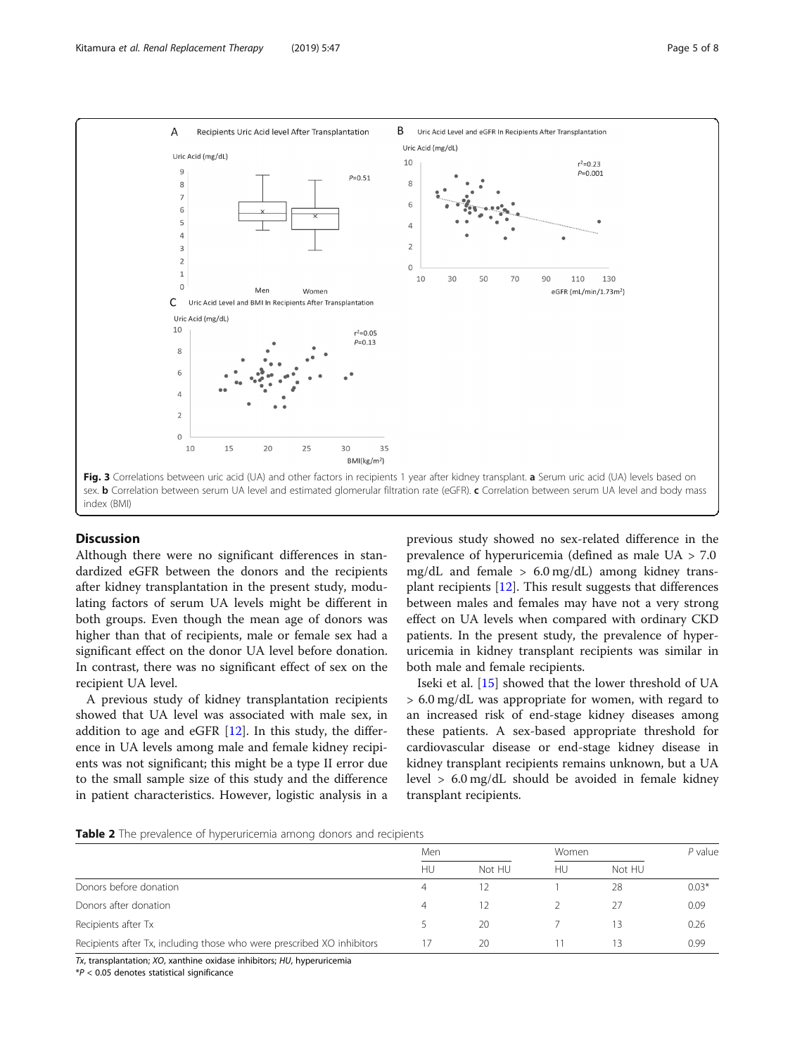Fig. 3 Correlations between uric acid (UA) and other factors in recipients 1 year after kidney transplant. **a** Serum uric acid (UA) levels based on sex. **b** Correlation between serum UA level and estimated glomerular filtration rate (eGFR). **c** Correlation between serum UA level and body mass index (BMI)

## Discussion

Although there were no significant differences in standardized eGFR between the donors and the recipients after kidney transplantation in the present study, modulating factors of serum UA levels might be different in both groups. Even though the mean age of donors was higher than that of recipients, male or female sex had a significant effect on the donor UA level before donation. In contrast, there was no significant effect of sex on the recipient UA level.

A previous study of kidney transplantation recipients showed that UA level was associated with male sex, in addition to age and eGFR [12]. In this study, the difference in UA levels among male and female kidney recipients was not significant; this might be a type II error due to the small sample size of this study and the difference in patient characteristics. However, logistic analysis in a previous study showed no sex-related difference in the prevalence of hyperuricemia (defined as male UA > 7.0 mg/dL and female > 6.0 mg/dL) among kidney transplant recipients [12]. This result suggests that differences between males and females may have not a very strong effect on UA levels when compared with ordinary CKD patients. In the present study, the prevalence of hyperuricemia in kidney transplant recipients was similar in both male and female recipients.

Iseki et al. [15] showed that the lower threshold of UA > 6.0 mg/dL was appropriate for women, with regard to an increased risk of end-stage kidney diseases among these patients. A sex-based appropriate threshold for cardiovascular disease or end-stage kidney disease in kidney transplant recipients remains unknown, but a UA level > 6.0 mg/dL should be avoided in female kidney transplant recipients.

**Table 2** The prevalence of hyperuricemia among donors and recipients

| | Men | | Women | | *P* value |
|---|---|---|---|---|---|
| | HU | Not HU | HU | Not HU | |
| Donors before donation | 4 | 12 | 1 | 28 | 0.03* |
| Donors after donation | 4 | 12 | 2 | 27 | 0.09 |
| Recipients after Tx | 5 | 20 | 7 | 13 | 0.26 |
| Recipients after Tx, including those who were prescribed XO inhibitors | 17 | 20 | 11 | 13 | 0.99 |

*Tx*, transplantation; *XO*, xanthine oxidase inhibitors; *HU*, hyperuricemia

\**P* < 0.05 denotes statistical significance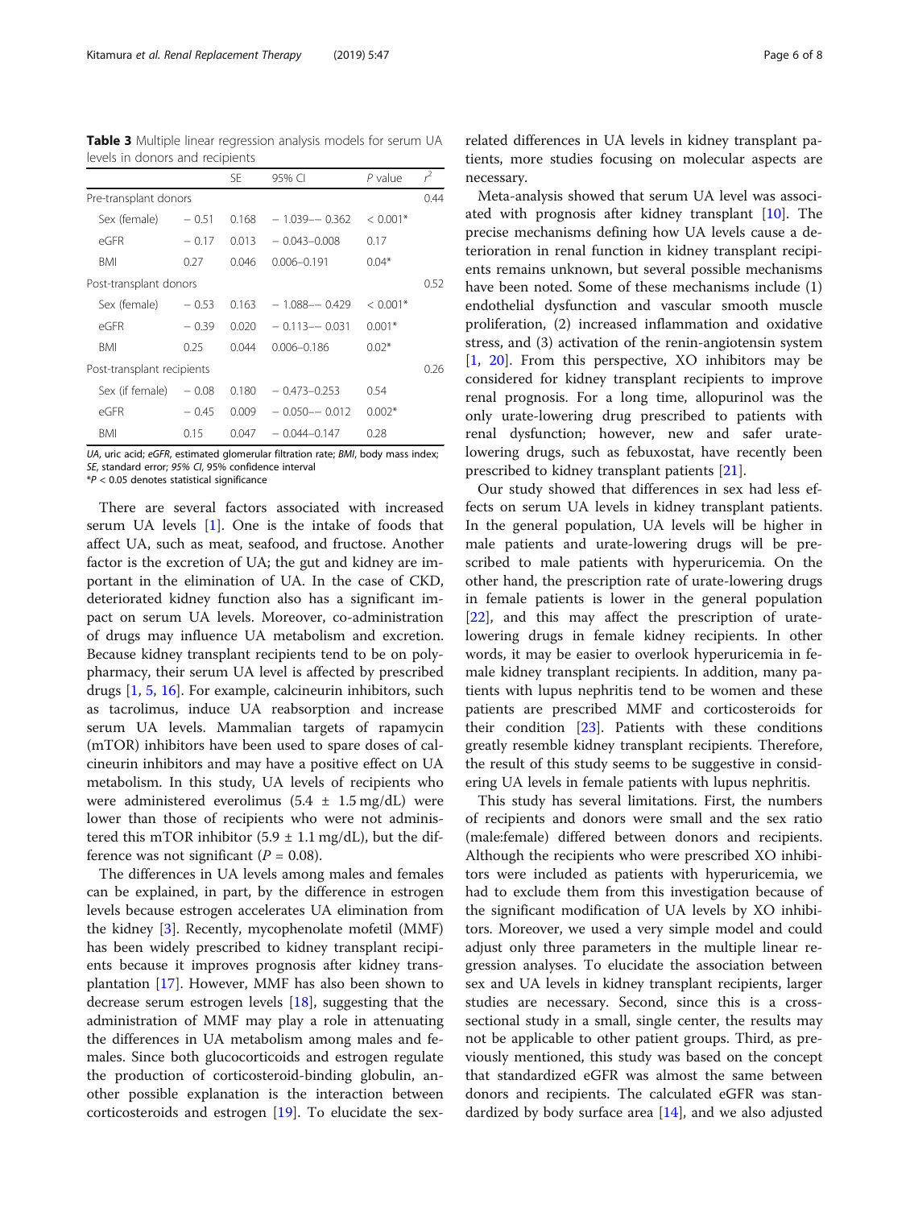**Table 3** Multiple linear regression analysis models for serum UA levels in donors and recipients

| | | SE | 95% CI | *P* value | $r^2$ |
|---|---|---|---|---|---|
| Pre-transplant donors | | | | | 0.44 |
| Sex (female) | − 0.51 | 0.168 | − 1.039–− 0.362 | < 0.001* | |
| eGFR | − 0.17 | 0.013 | − 0.043–0.008 | 0.17 | |
| BMI | 0.27 | 0.046 | 0.006–0.191 | 0.04* | |
| Post-transplant donors | | | | | 0.52 |
| Sex (female) | − 0.53 | 0.163 | − 1.088–− 0.429 | < 0.001* | |
| eGFR | − 0.39 | 0.020 | − 0.113–− 0.031 | 0.001* | |
| BMI | 0.25 | 0.044 | 0.006–0.186 | 0.02* | |
| Post-transplant recipients | | | | | 0.26 |
| Sex (if female) | − 0.08 | 0.180 | − 0.473–0.253 | 0.54 | |
| eGFR | − 0.45 | 0.009 | − 0.050–− 0.012 | 0.002* | |
| BMI | 0.15 | 0.047 | − 0.044–0.147 | 0.28 | |

*UA*, uric acid; *eGFR*, estimated glomerular filtration rate; *BMI*, body mass index; *SE*, standard error; *95% CI*, 95% confidence interval
*$P < 0.05$ denotes statistical significance

There are several factors associated with increased serum UA levels [1]. One is the intake of foods that affect UA, such as meat, seafood, and fructose. Another factor is the excretion of UA; the gut and kidney are important in the elimination of UA. In the case of CKD, deteriorated kidney function also has a significant impact on serum UA levels. Moreover, co-administration of drugs may influence UA metabolism and excretion. Because kidney transplant recipients tend to be on polypharmacy, their serum UA level is affected by prescribed drugs [1, 5, 16]. For example, calcineurin inhibitors, such as tacrolimus, induce UA reabsorption and increase serum UA levels. Mammalian targets of rapamycin (mTOR) inhibitors have been used to spare doses of calcineurin inhibitors and may have a positive effect on UA metabolism. In this study, UA levels of recipients who were administered everolimus (5.4 ± 1.5 mg/dL) were lower than those of recipients who were not administered this mTOR inhibitor (5.9 ± 1.1 mg/dL), but the difference was not significant ($P = 0.08$).

The differences in UA levels among males and females can be explained, in part, by the difference in estrogen levels because estrogen accelerates UA elimination from the kidney [3]. Recently, mycophenolate mofetil (MMF) has been widely prescribed to kidney transplant recipients because it improves prognosis after kidney transplantation [17]. However, MMF has also been shown to decrease serum estrogen levels [18], suggesting that the administration of MMF may play a role in attenuating the differences in UA metabolism among males and females. Since both glucocorticoids and estrogen regulate the production of corticosteroid-binding globulin, another possible explanation is the interaction between corticosteroids and estrogen [19]. To elucidate the sex-related differences in UA levels in kidney transplant patients, more studies focusing on molecular aspects are necessary.

Meta-analysis showed that serum UA level was associated with prognosis after kidney transplant [10]. The precise mechanisms defining how UA levels cause a deterioration in renal function in kidney transplant recipients remains unknown, but several possible mechanisms have been noted. Some of these mechanisms include (1) endothelial dysfunction and vascular smooth muscle proliferation, (2) increased inflammation and oxidative stress, and (3) activation of the renin-angiotensin system [1, 20]. From this perspective, XO inhibitors may be considered for kidney transplant recipients to improve renal prognosis. For a long time, allopurinol was the only urate-lowering drug prescribed to patients with renal dysfunction; however, new and safer urate-lowering drugs, such as febuxostat, have recently been prescribed to kidney transplant patients [21].

Our study showed that differences in sex had less effects on serum UA levels in kidney transplant patients. In the general population, UA levels will be higher in male patients and urate-lowering drugs will be prescribed to male patients with hyperuricemia. On the other hand, the prescription rate of urate-lowering drugs in female patients is lower in the general population [22], and this may affect the prescription of urate-lowering drugs in female kidney recipients. In other words, it may be easier to overlook hyperuricemia in female kidney transplant recipients. In addition, many patients with lupus nephritis tend to be women and these patients are prescribed MMF and corticosteroids for their condition [23]. Patients with these conditions greatly resemble kidney transplant recipients. Therefore, the result of this study seems to be suggestive in considering UA levels in female patients with lupus nephritis.

This study has several limitations. First, the numbers of recipients and donors were small and the sex ratio (male:female) differed between donors and recipients. Although the recipients who were prescribed XO inhibitors were included as patients with hyperuricemia, we had to exclude them from this investigation because of the significant modification of UA levels by XO inhibitors. Moreover, we used a very simple model and could adjust only three parameters in the multiple linear regression analyses. To elucidate the association between sex and UA levels in kidney transplant recipients, larger studies are necessary. Second, since this is a cross-sectional study in a small, single center, the results may not be applicable to other patient groups. Third, as previously mentioned, this study was based on the concept that standardized eGFR was almost the same between donors and recipients. The calculated eGFR was standardized by body surface area [14], and we also adjusted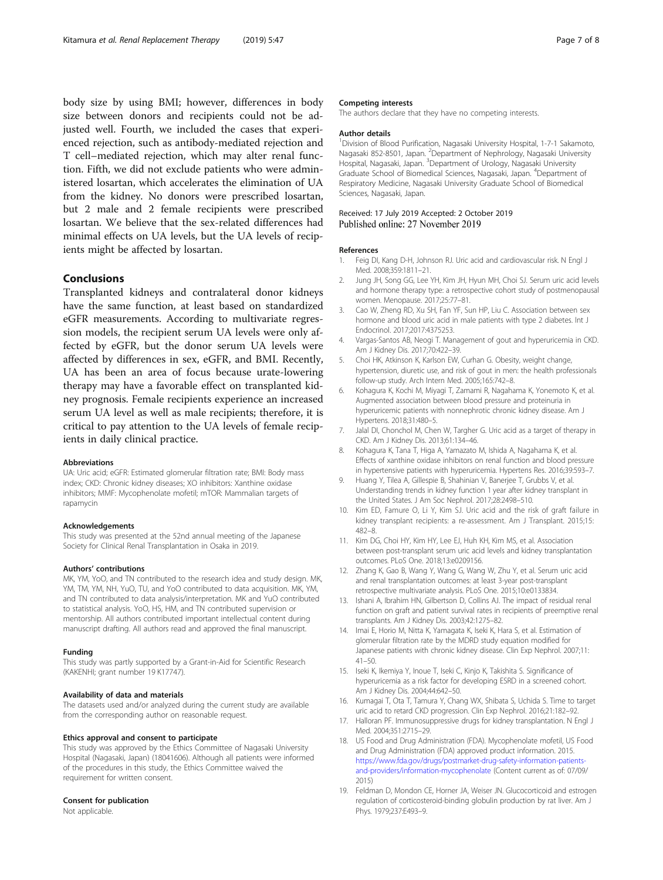body size by using BMI; however, differences in body size between donors and recipients could not be adjusted well. Fourth, we included the cases that experienced rejection, such as antibody-mediated rejection and T cell–mediated rejection, which may alter renal function. Fifth, we did not exclude patients who were administered losartan, which accelerates the elimination of UA from the kidney. No donors were prescribed losartan, but 2 male and 2 female recipients were prescribed losartan. We believe that the sex-related differences had minimal effects on UA levels, but the UA levels of recipients might be affected by losartan.

## Conclusions

Transplanted kidneys and contralateral donor kidneys have the same function, at least based on standardized eGFR measurements. According to multivariate regression models, the recipient serum UA levels were only affected by eGFR, but the donor serum UA levels were affected by differences in sex, eGFR, and BMI. Recently, UA has been an area of focus because urate-lowering therapy may have a favorable effect on transplanted kidney prognosis. Female recipients experience an increased serum UA level as well as male recipients; therefore, it is critical to pay attention to the UA levels of female recipients in daily clinical practice.

#### Abbreviations

UA: Uric acid; eGFR: Estimated glomerular filtration rate; BMI: Body mass index; CKD: Chronic kidney diseases; XO inhibitors: Xanthine oxidase inhibitors; MMF: Mycophenolate mofetil; mTOR: Mammalian targets of rapamycin

#### Acknowledgements

This study was presented at the 52nd annual meeting of the Japanese Society for Clinical Renal Transplantation in Osaka in 2019.

#### Authors' contributions

MK, YM, YoO, and TN contributed to the research idea and study design. MK, YM, TM, YM, NH, YuO, TU, and YoO contributed to data acquisition. MK, YM, and TN contributed to data analysis/interpretation. MK and YuO contributed to statistical analysis. YoO, HS, HM, and TN contributed supervision or mentorship. All authors contributed important intellectual content during manuscript drafting. All authors read and approved the final manuscript.

#### Funding

This study was partly supported by a Grant-in-Aid for Scientific Research (KAKENHI; grant number 19 K17747).

#### Availability of data and materials

The datasets used and/or analyzed during the current study are available from the corresponding author on reasonable request.

#### Ethics approval and consent to participate

This study was approved by the Ethics Committee of Nagasaki University Hospital (Nagasaki, Japan) (18041606). Although all patients were informed of the procedures in this study, the Ethics Committee waived the requirement for written consent.

#### Consent for publication

Not applicable.

#### Competing interests

The authors declare that they have no competing interests.

#### Author details

[1]Division of Blood Purification, Nagasaki University Hospital, 1-7-1 Sakamoto, Nagasaki 852-8501, Japan. [2]Department of Nephrology, Nagasaki University Hospital, Nagasaki, Japan. [3]Department of Urology, Nagasaki University Graduate School of Biomedical Sciences, Nagasaki, Japan. [4]Department of Respiratory Medicine, Nagasaki University Graduate School of Biomedical Sciences, Nagasaki, Japan.

Received: 17 July 2019 Accepted: 2 October 2019
Published online: 27 November 2019

#### References

1. Feig DI, Kang D-H, Johnson RJ. Uric acid and cardiovascular risk. N Engl J Med. 2008;359:1811–21.
2. Jung JH, Song GG, Lee YH, Kim JH, Hyun MH, Choi SJ. Serum uric acid levels and hormone therapy type: a retrospective cohort study of postmenopausal women. Menopause. 2017;25:77–81.
3. Cao W, Zheng RD, Xu SH, Fan YF, Sun HP, Liu C. Association between sex hormone and blood uric acid in male patients with type 2 diabetes. Int J Endocrinol. 2017;2017:4375253.
4. Vargas-Santos AB, Neogi T. Management of gout and hyperuricemia in CKD. Am J Kidney Dis. 2017;70:422–39.
5. Choi HK, Atkinson K, Karlson EW, Curhan G. Obesity, weight change, hypertension, diuretic use, and risk of gout in men: the health professionals follow-up study. Arch Intern Med. 2005;165:742–8.
6. Kohagura K, Kochi M, Miyagi T, Zamami R, Nagahama K, Yonemoto K, et al. Augmented association between blood pressure and proteinuria in hyperuricemic patients with nonnephrotic chronic kidney disease. Am J Hypertens. 2018;31:480–5.
7. Jalal DI, Chonchol M, Chen W, Targher G. Uric acid as a target of therapy in CKD. Am J Kidney Dis. 2013;61:134–46.
8. Kohagura K, Tana T, Higa A, Yamazato M, Ishida A, Nagahama K, et al. Effects of xanthine oxidase inhibitors on renal function and blood pressure in hypertensive patients with hyperuricemia. Hypertens Res. 2016;39:593–7.
9. Huang Y, Tilea A, Gillespie B, Shahinian V, Banerjee T, Grubbs V, et al. Understanding trends in kidney function 1 year after kidney transplant in the United States. J Am Soc Nephrol. 2017;28:2498–510.
10. Kim ED, Famure O, Li Y, Kim SJ. Uric acid and the risk of graft failure in kidney transplant recipients: a re-assessment. Am J Transplant. 2015;15: 482–8.
11. Kim DG, Choi HY, Kim HY, Lee EJ, Huh KH, Kim MS, et al. Association between post-transplant serum uric acid levels and kidney transplantation outcomes. PLoS One. 2018;13:e0209156.
12. Zhang K, Gao B, Wang Y, Wang G, Wang W, Zhu Y, et al. Serum uric acid and renal transplantation outcomes: at least 3-year post-transplant retrospective multivariate analysis. PLoS One. 2015;10:e0133834.
13. Ishani A, Ibrahim HN, Gilbertson D, Collins AJ. The impact of residual renal function on graft and patient survival rates in recipients of preemptive renal transplants. Am J Kidney Dis. 2003;42:1275–82.
14. Imai E, Horio M, Nitta K, Yamagata K, Iseki K, Hara S, et al. Estimation of glomerular filtration rate by the MDRD study equation modified for Japanese patients with chronic kidney disease. Clin Exp Nephrol. 2007;11: 41–50.
15. Iseki K, Ikemiya Y, Inoue T, Iseki C, Kinjo K, Takishita S. Significance of hyperuricemia as a risk factor for developing ESRD in a screened cohort. Am J Kidney Dis. 2004;44:642–50.
16. Kumagai T, Ota T, Tamura Y, Chang WX, Shibata S, Uchida S. Time to target uric acid to retard CKD progression. Clin Exp Nephrol. 2016;21:182–92.
17. Halloran PF. Immunosuppressive drugs for kidney transplantation. N Engl J Med. 2004;351:2715–29.
18. US Food and Drug Administration (FDA). Mycophenolate mofetil, US Food and Drug Administration (FDA) approved product information. 2015. https://www.fda.gov/drugs/postmarket-drug-safety-information-patients-and-providers/information-mycophenolate (Content current as of: 07/09/2015)
19. Feldman D, Mondon CE, Horner JA, Weiser JN. Glucocorticoid and estrogen regulation of corticosteroid-binding globulin production by rat liver. Am J Phys. 1979;237:E493–9.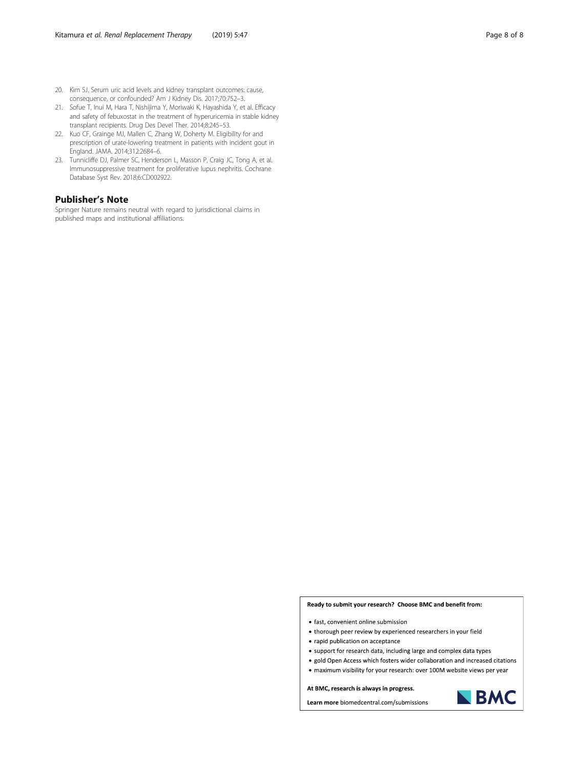20. Kim SJ. Serum uric acid levels and kidney transplant outcomes: cause, consequence, or confounded? Am J Kidney Dis. 2017;70:752–3.
21. Sofue T, Inui M, Hara T, Nishijima Y, Moriwaki K, Hayashida Y, et al. Efficacy and safety of febuxostat in the treatment of hyperuricemia in stable kidney transplant recipients. Drug Des Devel Ther. 2014;8:245–53.
22. Kuo CF, Grainge MJ, Mallen C, Zhang W, Doherty M. Eligibility for and prescription of urate-lowering treatment in patients with incident gout in England. JAMA. 2014;312:2684–6.
23. Tunnicliffe DJ, Palmer SC, Henderson L, Masson P, Craig JC, Tong A, et al. Immunosuppressive treatment for proliferative lupus nephritis. Cochrane Database Syst Rev. 2018;6:CD002922.

## Publisher's Note

Springer Nature remains neutral with regard to jurisdictional claims in published maps and institutional affiliations.

**Ready to submit your research? Choose BMC and benefit from:**

- fast, convenient online submission
- thorough peer review by experienced researchers in your field
- rapid publication on acceptance
- support for research data, including large and complex data types
- gold Open Access which fosters wider collaboration and increased citations
- maximum visibility for your research: over 100M website views per year

**At BMC, research is always in progress.**

**Learn more** biomedcentral.com/submissions

BMC